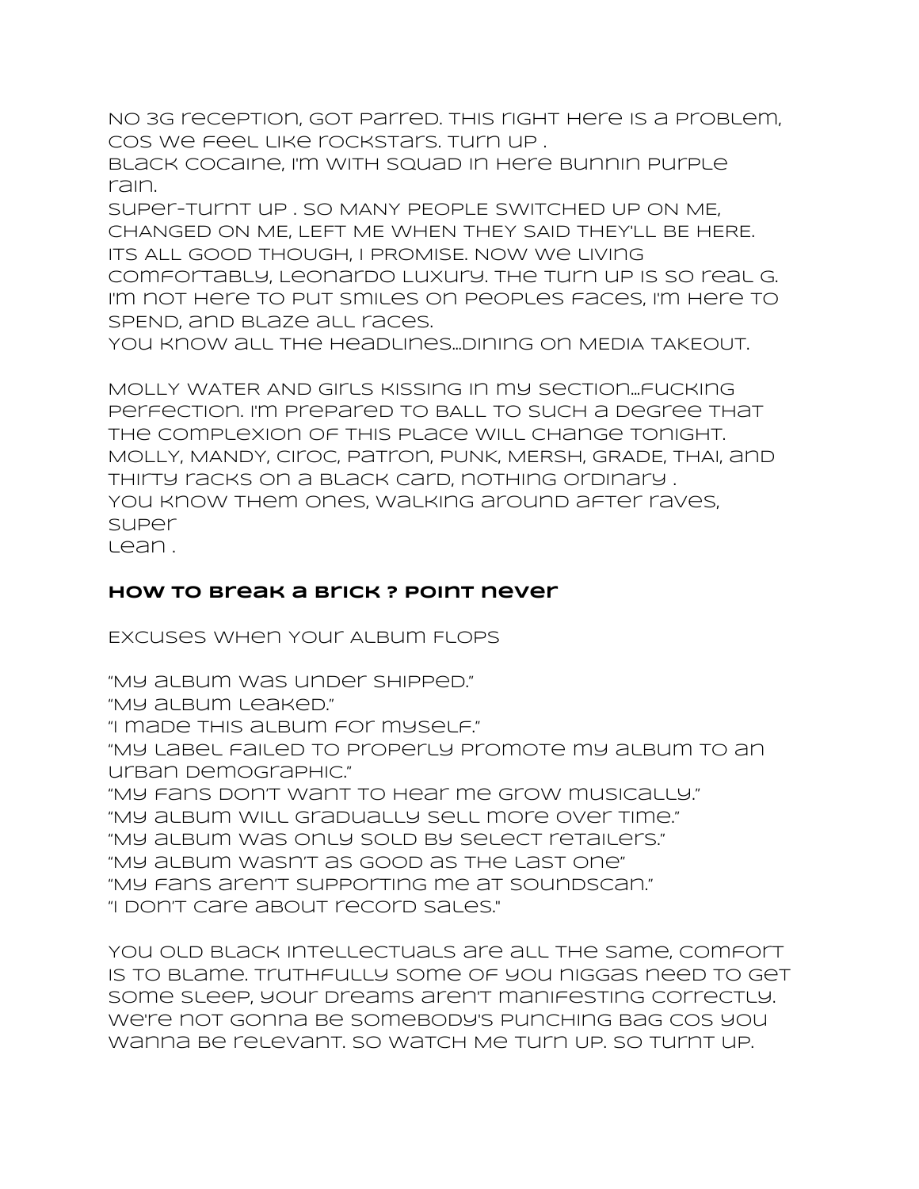No 3G reception, got parred. This right here is a problem, cos we feel like rockstars. Turn up .
Black cocaine, I'm with squad in here bunnin purple rain.
Super-turnt up . So many people switched up on me, changed on me, left me when they said they'll be here. Its all good though, I promise. Now we living comfortably, Leonardo luxury. The turn up is so real G. I'm not here to put smiles on peoples faces, I'm here to spend, and blaze all races.
You know all the headlines...dining on Media Takeout.

Molly water and girls kissing in my section...fucking perfection. I'm prepared to ball to such a degree that the complexion of this place will change tonight. Molly, Mandy, Ciroc, Patron, Punk, Mersh, Grade, Thai, and thirty racks on a black card, nothing ordinary .
You know them ones, walking around after raves, super
lean .

## How to break a brick ? Point never

Excuses when your album flops

"My album was under shipped."
"My album leaked."
"I made this album for myself."
"My label failed to properly promote my album to an urban demographic."
"My fans don't want to hear me grow musically."
"My album will gradually sell more over time."
"My album was only sold by select retailers."
"My album wasn't as good as the last one"
"My fans aren't supporting me at Soundscan."
"I don't care about record sales."

You old black intellectuals are all the same, comfort is to blame. Truthfully some of you niggas need to get some sleep, your dreams aren't manifesting correctly. We're not gonna be somebody's punching bag cos you wanna be relevant. So watch me turn up. So turnt up.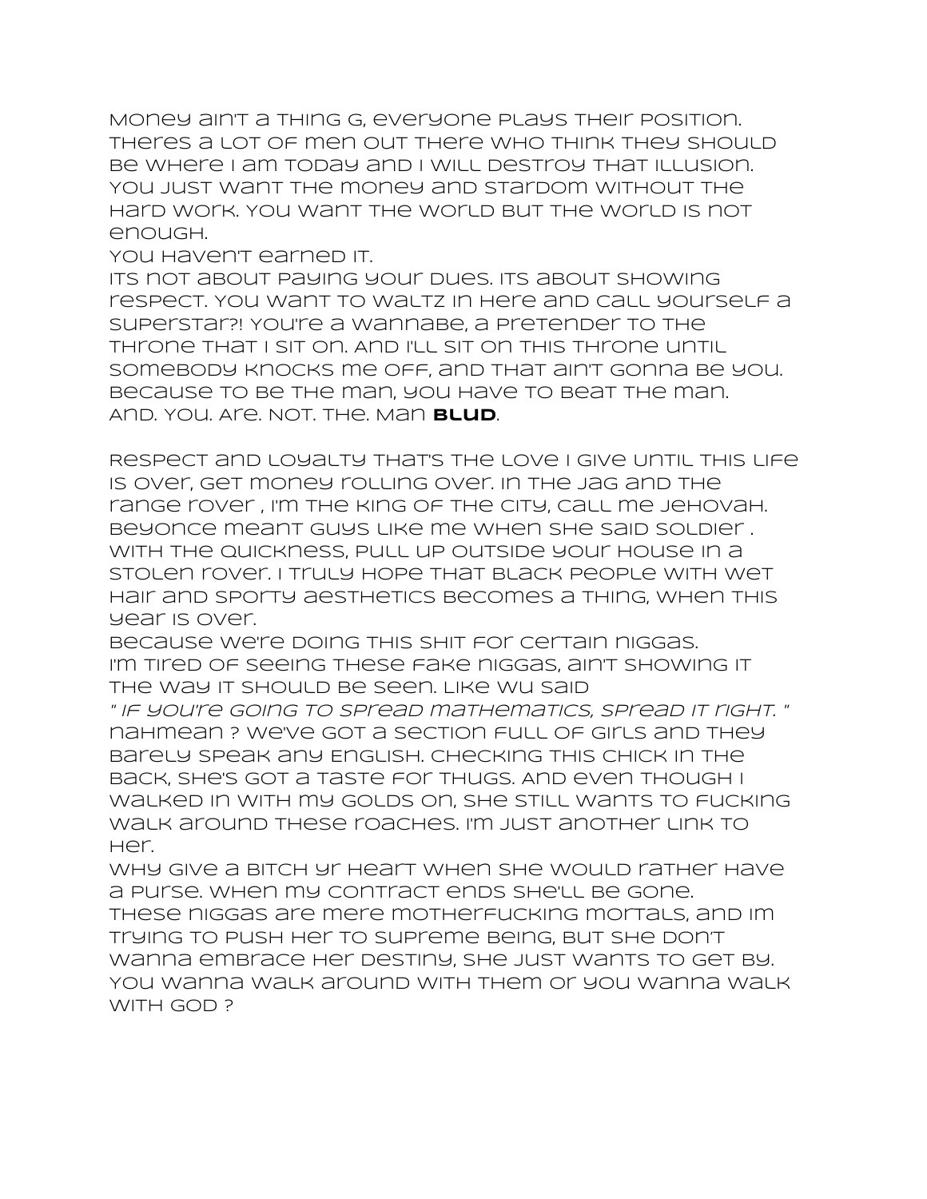Money ain't a thing G, everyone plays their position. Theres a lot of men out there who think they should be where I am today and I will destroy that illusion. You just want the money and stardom without the hard work. You want the world but the world is not enough.
You haven't earned it.
Its not about paying your dues. Its about showing respect. You want to waltz in here and call yourself a superstar?! You're a wannabe, a pretender to the throne that I sit on. And I'll sit on this throne until somebody knocks me off, and that ain't gonna be you. Because to be the man, you have to beat the man.
And. You. Are. Not. The. Man **blud**.

Respect and loyalty that's the love I give until this life is over, get money rolling over. In the jag and the range rover , I'm the king of the city, call me Jehovah. Beyonce meant guys like me when she said soldier . With the quickness, pull up outside your house in a stolen rover. I truly hope that black people with wet hair and sporty aesthetics becomes a thing, when this year is over.
Because we're doing this shit for certain niggas.
I'm tired of seeing these fake niggas, ain't showing it the way it should be seen. Like Wu said
*" If you're going to spread mathematics, spread it right. "*
Nahmean ? We've got a section full of girls and they barely speak any english. Checking this chick in the back, she's got a taste for thugs. And even though I walked in with my golds on, she still wants to fucking walk around these roaches. I'm just another link to her.
Why give a bitch yr heart when she would rather have a purse. When my contract ends she'll be gone.
These niggas are mere motherfucking mortals, and im trying to push her to supreme being, but she don't wanna embrace her destiny, she just wants to get by.
You wanna walk around with them or you wanna walk with God ?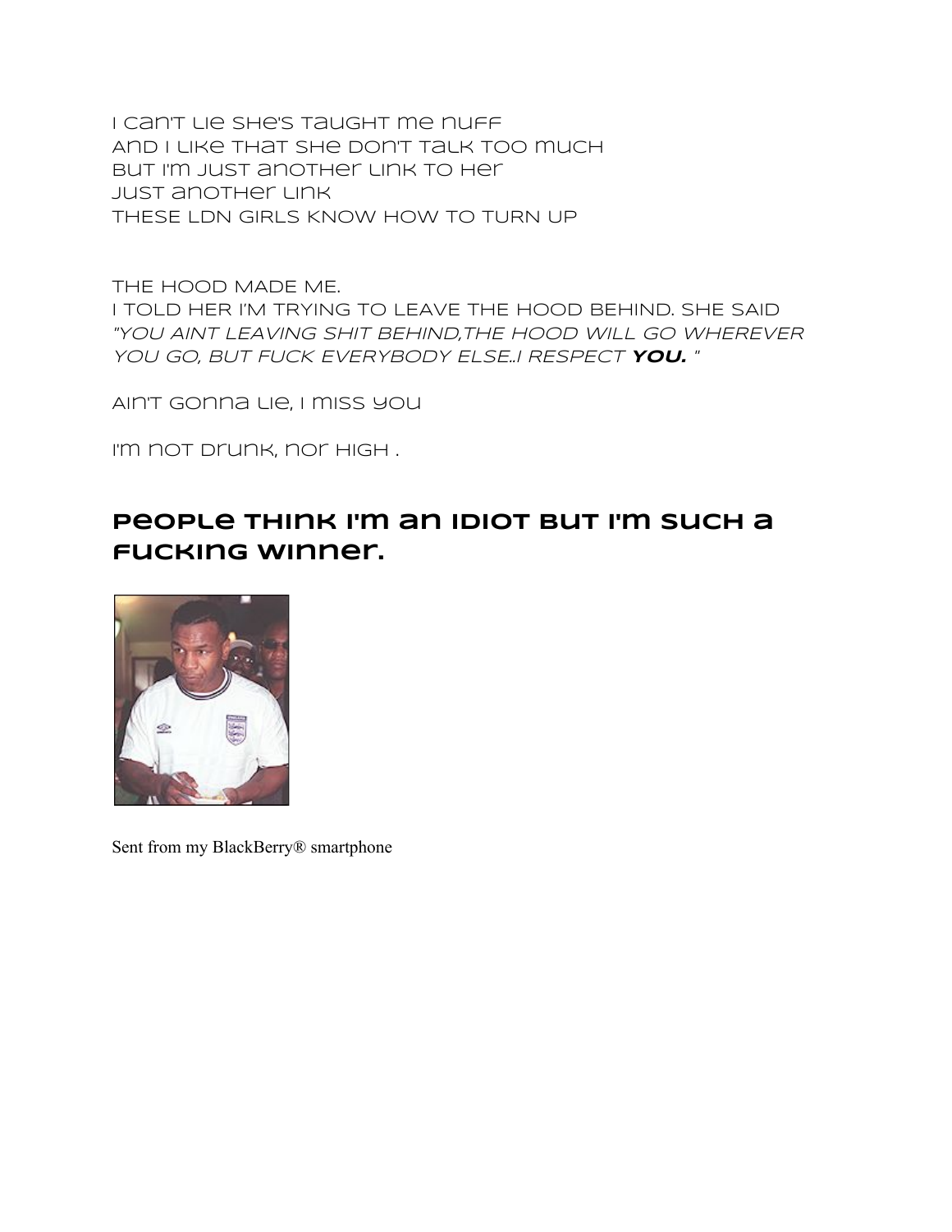I CAN'T LIE SHE'S TAUGHT ME NUFF
AND I LIKE THAT SHE DON'T TALK TOO MUCH
BUT I'M JUST ANOTHER LINK TO HER
JUST ANOTHER LINK
THESE LDN GIRLS KNOW HOW TO TURN UP

THE HOOD MADE ME.
I TOLD HER I'M TRYING TO LEAVE THE HOOD BEHIND. SHE SAID *"YOU AINT LEAVING SHIT BEHIND,THE HOOD WILL GO WHEREVER YOU GO, BUT FUCK EVERYBODY ELSE..I RESPECT **YOU.** "*

AIN'T GONNA LIE, I MISS YOU

I'M NOT DRUNK, NOR HIGH .

## PEOPLE THINK I'M AN IDIOT BUT I'M SUCH A FUCKING WINNER.

Sent from my BlackBerry® smartphone